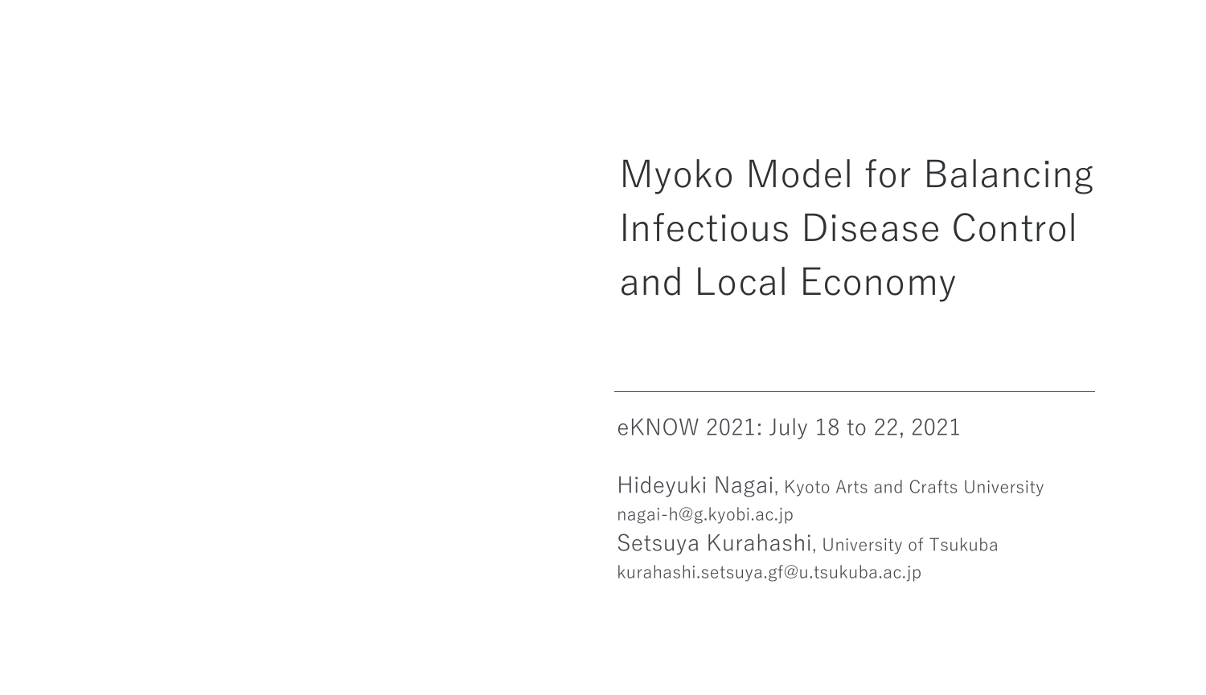# Myoko Model for Balancing Infectious Disease Control and Local Economy

eKNOW 2021: July 18 to 22, 2021

Hideyuki Nagai, Kyoto Arts and Crafts University
nagai-h@g.kyobi.ac.jp
Setsuya Kurahashi, University of Tsukuba
kurahashi.setsuya.gf@u.tsukuba.ac.jp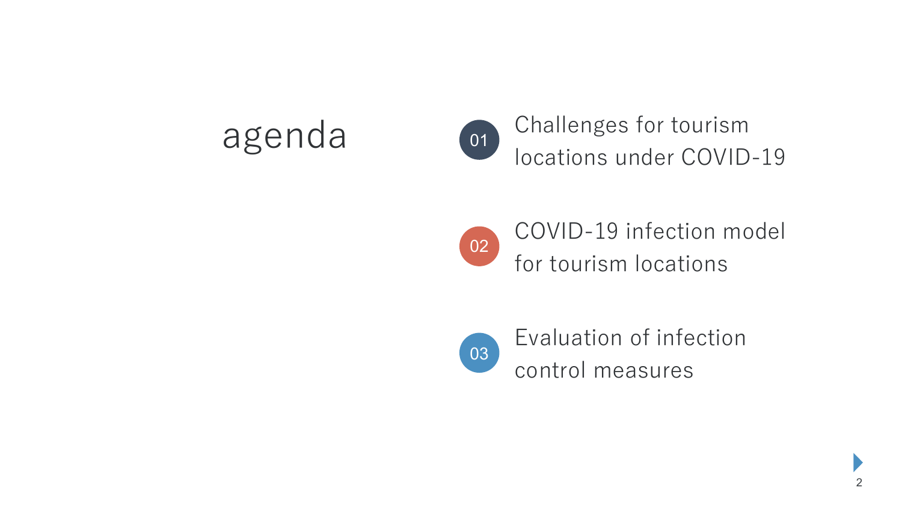# agenda

01 Challenges for tourism locations under COVID-19

02 COVID-19 infection model for tourism locations

03 Evaluation of infection control measures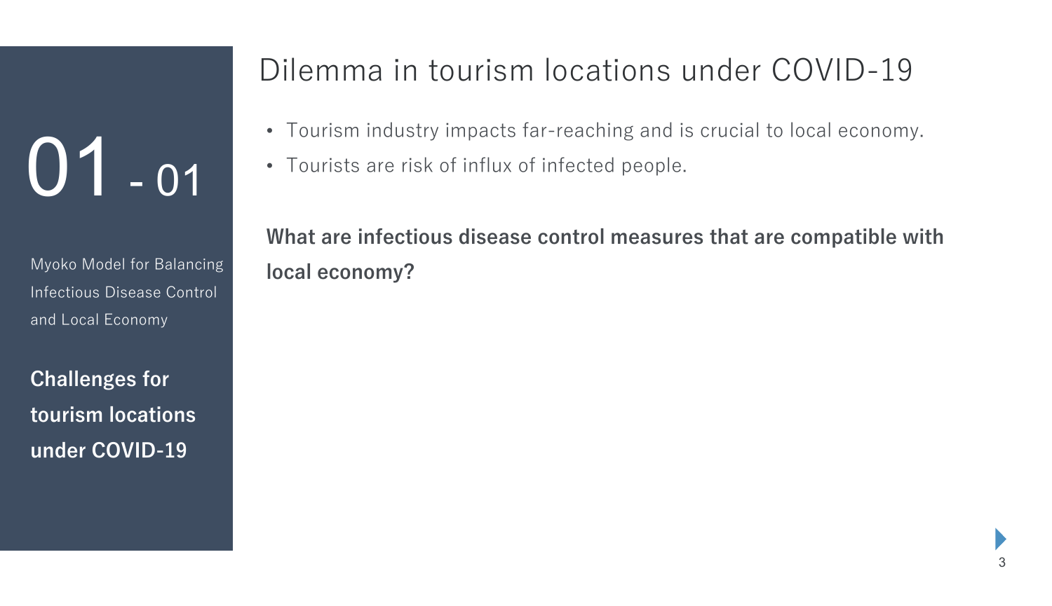01 - 01

Myoko Model for Balancing Infectious Disease Control and Local Economy

**Challenges for tourism locations under COVID-19**

# Dilemma in tourism locations under COVID-19

- Tourism industry impacts far-reaching and is crucial to local economy.
- Tourists are risk of influx of infected people.

**What are infectious disease control measures that are compatible with local economy?**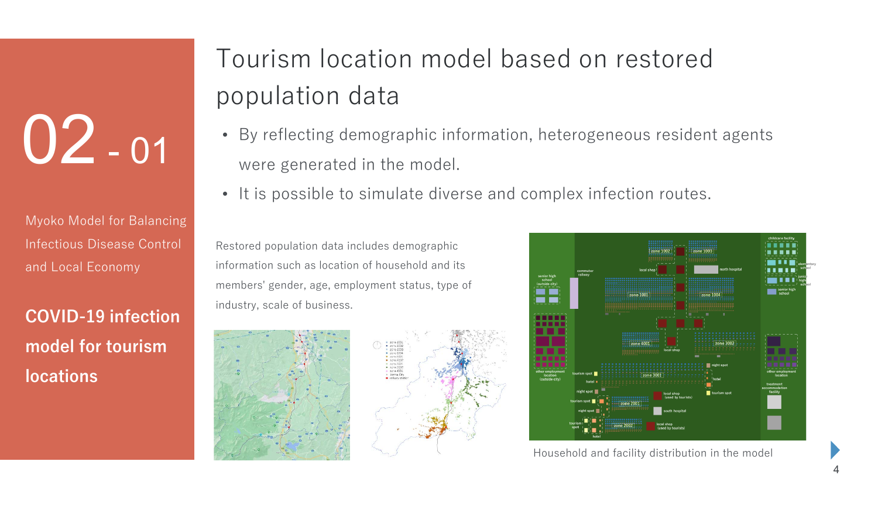# 02 - 01

Myoko Model for Balancing Infectious Disease Control and Local Economy

**COVID-19 infection model for tourism locations**

## Tourism location model based on restored population data

- By reflecting demographic information, heterogeneous resident agents were generated in the model.
- It is possible to simulate diverse and complex infection routes.

Restored population data includes demographic information such as location of household and its members' gender, age, employment status, type of industry, scale of business.

Household and facility distribution in the model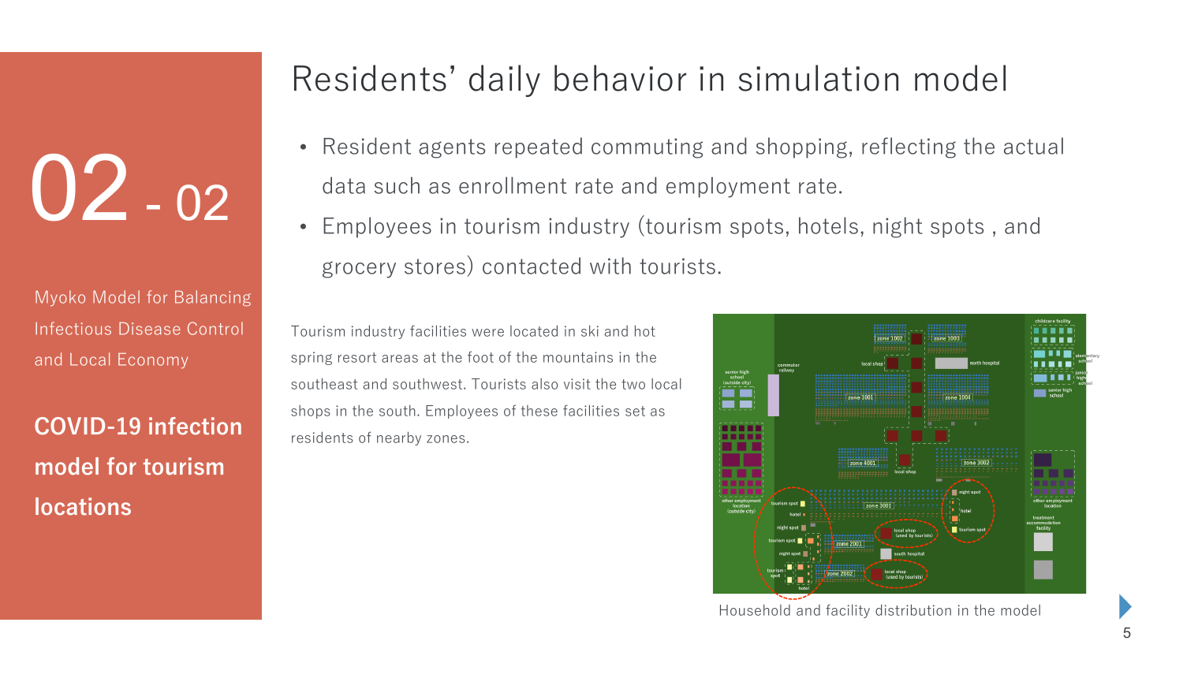02 - 02

Myoko Model for Balancing Infectious Disease Control and Local Economy

**COVID-19 infection model for tourism locations**

# Residents’ daily behavior in simulation model

- Resident agents repeated commuting and shopping, reflecting the actual data such as enrollment rate and employment rate.
- Employees in tourism industry (tourism spots, hotels, night spots , and grocery stores) contacted with tourists.

Tourism industry facilities were located in ski and hot spring resort areas at the foot of the mountains in the southeast and southwest. Tourists also visit the two local shops in the south. Employees of these facilities set as residents of nearby zones.

Household and facility distribution in the model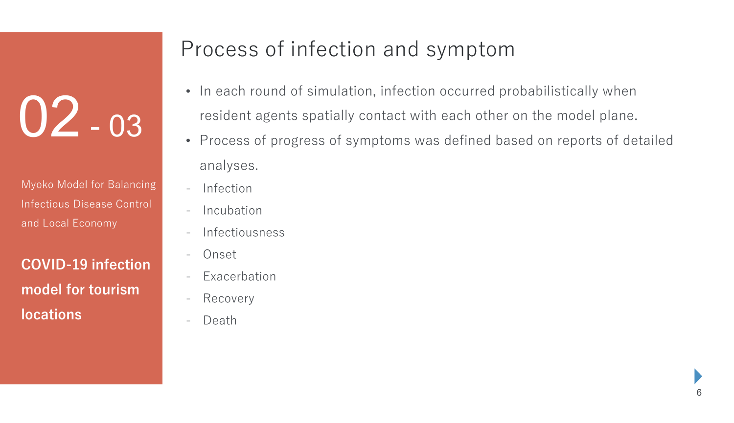02 - 03

Myoko Model for Balancing Infectious Disease Control and Local Economy

**COVID-19 infection model for tourism locations**

# Process of infection and symptom

- In each round of simulation, infection occurred probabilistically when resident agents spatially contact with each other on the model plane.
- Process of progress of symptoms was defined based on reports of detailed analyses.

- Infection
- Incubation
- Infectiousness
- Onset
- Exacerbation
- Recovery
- Death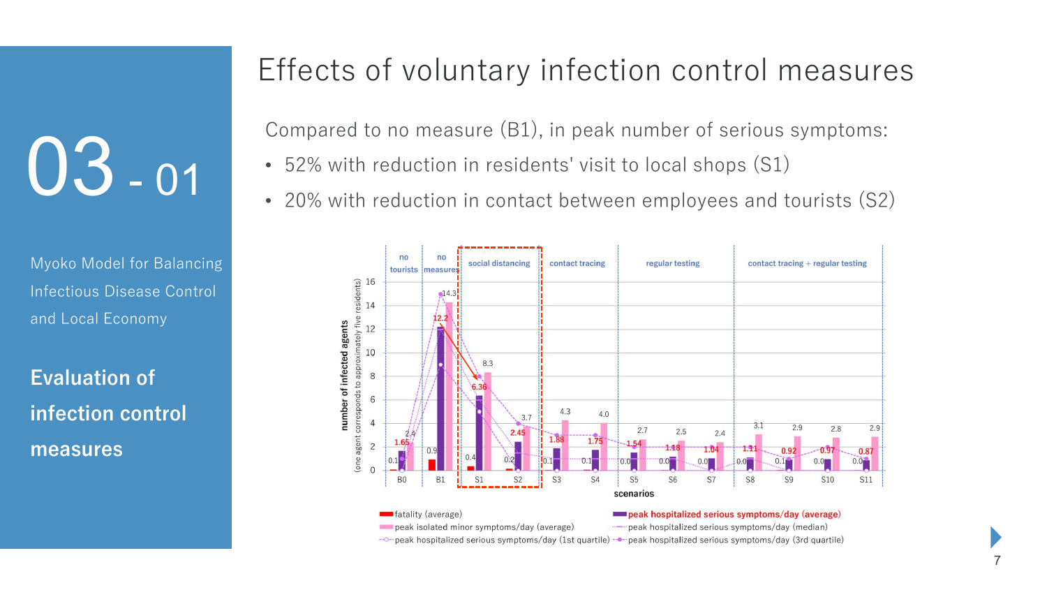# 03 - 01

Myoko Model for Balancing Infectious Disease Control and Local Economy

**Evaluation of infection control measures**

## Effects of voluntary infection control measures

Compared to no measure (B1), in peak number of serious symptoms:

- 52% with reduction in residents' visit to local shops (S1)
- 20% with reduction in contact between employees and tourists (S2)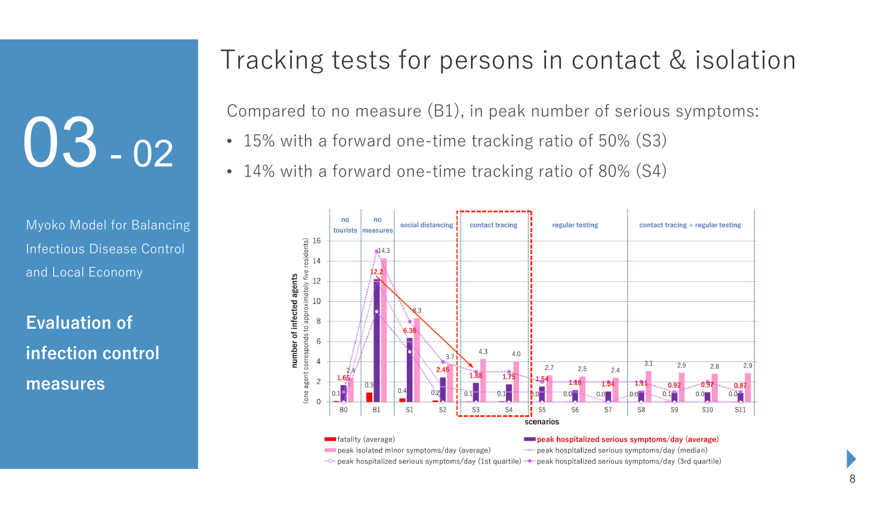# 03 - 02

Myoko Model for Balancing Infectious Disease Control and Local Economy

**Evaluation of infection control measures**

## Tracking tests for persons in contact & isolation

Compared to no measure (B1), in peak number of serious symptoms:

- 15% with a forward one-time tracking ratio of 50% (S3)
- 14% with a forward one-time tracking ratio of 80% (S4)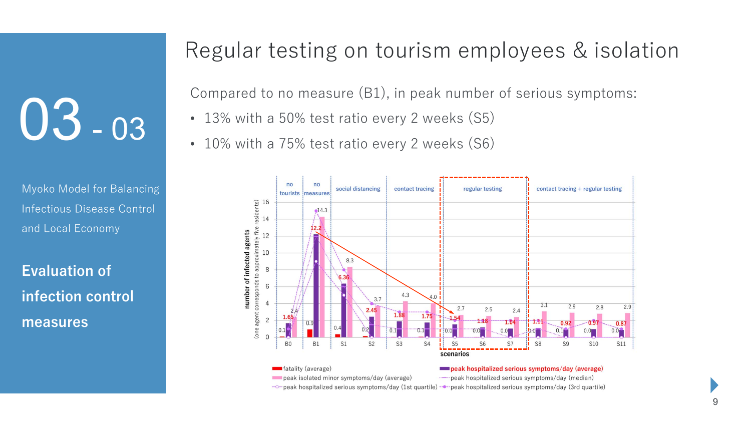# Regular testing on tourism employees & isolation

## 03 - 03

Myoko Model for Balancing Infectious Disease Control and Local Economy

**Evaluation of infection control measures**

Compared to no measure (B1), in peak number of serious symptoms:

- 13% with a 50% test ratio every 2 weeks (S5)
- 10% with a 75% test ratio every 2 weeks (S6)

| Scenario | Category | fatality (average) | peak hospitalized serious symptoms/day (average) | peak isolated minor symptoms/day (average) |
| --- | --- | --- | --- | --- |
| B0 | no tourists | 0.1 | 1.65 | 2.4 |
| B1 | no measures | 0.9 | 12.2 | 14.3 |
| S1 | social distancing | 0.4 | 6.36 | 8.3 |
| S2 | social distancing | 0.2 | 2.45 | 3.7 |
| S3 | contact tracing | 0.1 | 1.88 | 4.3 |
| S4 | contact tracing | 0.1 | 1.75 | 4.0 |
| S5 | regular testing | 0.0 | 1.54 | 2.7 |
| S6 | regular testing | 0.0 | 1.18 | 2.5 |
| S7 | regular testing | 0.0 | 1.04 | 2.4 |
| S8 | contact tracing + regular testing | 0.0 | 1.11 | 3.1 |
| S9 | contact tracing + regular testing | 0.1 | 0.92 | 2.9 |
| S10 | contact tracing + regular testing | 0.0 | 0.97 | 2.8 |
| S11 | contact tracing + regular testing | 0.0 | 0.87 | 2.9 |

y-axis: number of infected agents (one agent corresponds to approximately five residents); x-axis: scenarios

Legend: fatality (average); peak hospitalized serious symptoms/day (average); peak isolated minor symptoms/day (average); peak hospitalized serious symptoms/day (median); peak hospitalized serious symptoms/day (1st quartile); peak hospitalized serious symptoms/day (3rd quartile)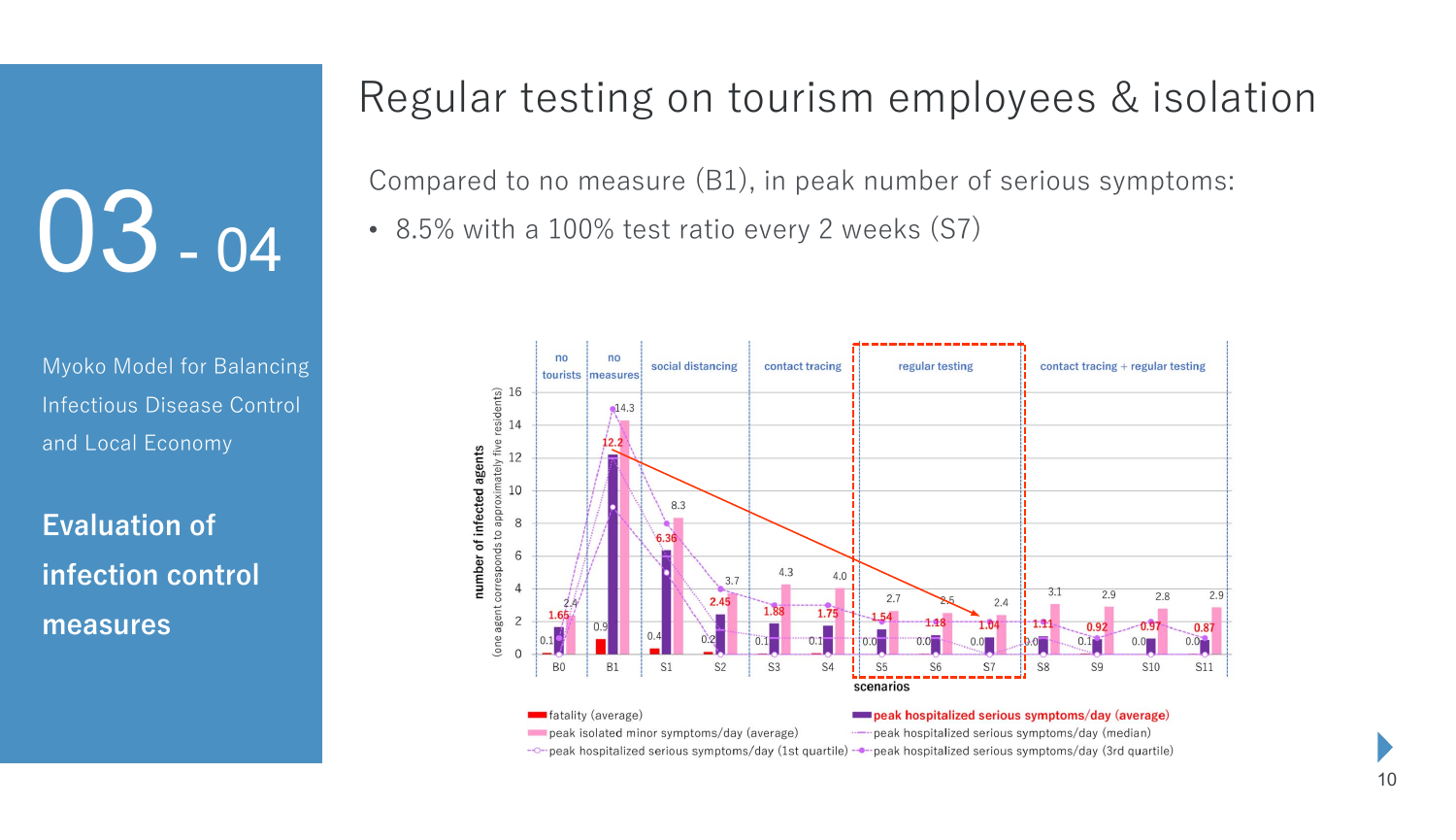# 03 - 04

Myoko Model for Balancing Infectious Disease Control and Local Economy

**Evaluation of infection control measures**

## Regular testing on tourism employees & isolation

Compared to no measure (B1), in peak number of serious symptoms:

- 8.5% with a 100% test ratio every 2 weeks (S7)

| Scenario | Group | fatality (average) | peak hospitalized serious symptoms/day (average) | peak isolated minor symptoms/day (average) |
|---|---|---|---|---|
| B0 | no tourists | 0.1 | 1.65 | 2.4 |
| B1 | no measures | 0.9 | 12.2 | 14.3 |
| S1 | social distancing | 0.4 | 6.36 | 8.3 |
| S2 | social distancing | 0.2 | 2.45 | 3.7 |
| S3 | contact tracing | 0.1 | 1.88 | 4.3 |
| S4 | contact tracing | 0.1 | 1.75 | 4.0 |
| S5 | regular testing | 0.0 | 1.54 | 2.7 |
| S6 | regular testing | 0.0 | 1.18 | 2.5 |
| S7 | regular testing | 0.0 | 1.04 | 2.4 |
| S8 | contact tracing + regular testing | 0.0 | 1.11 | 3.1 |
| S9 | contact tracing + regular testing | 0.1 | 0.92 | 2.9 |
| S10 | contact tracing + regular testing | 0.0 | 0.97 | 2.8 |
| S11 | contact tracing + regular testing | 0.0 | 0.87 | 2.9 |

Y-axis: number of infected agents (one agent corresponds to approximately five residents); X-axis: scenarios

Legend: fatality (average); peak isolated minor symptoms/day (average); peak hospitalized serious symptoms/day (1st quartile); peak hospitalized serious symptoms/day (average); peak hospitalized serious symptoms/day (median); peak hospitalized serious symptoms/day (3rd quartile)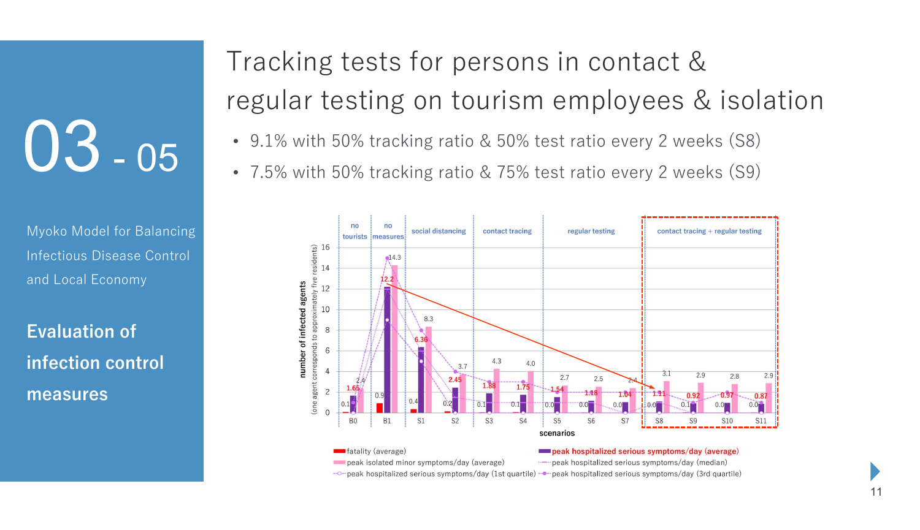# 03 - 05

Myoko Model for Balancing Infectious Disease Control and Local Economy

**Evaluation of infection control measures**

## Tracking tests for persons in contact & regular testing on tourism employees & isolation

- 9.1% with 50% tracking ratio & 50% test ratio every 2 weeks (S8)
- 7.5% with 50% tracking ratio & 75% test ratio every 2 weeks (S9)

| scenarios | group | fatality (average) | peak hospitalized serious symptoms/day (average) | peak isolated minor symptoms/day (average) |
|---|---|---|---|---|
| B0 | no tourists | 0.1 | 1.65 | 2.4 |
| B1 | no measures | 0.9 | 12.2 | 14.3 |
| S1 | social distancing | 0.4 | 6.36 | 8.3 |
| S2 | social distancing | 0.2 | 2.45 | 3.7 |
| S3 | contact tracing | 0.1 | 1.88 | 4.3 |
| S4 | contact tracing | 0.1 | 1.75 | 4.0 |
| S5 | regular testing | 0.0 | 1.54 | 2.7 |
| S6 | regular testing | 0.0 | 1.18 | 2.5 |
| S7 | regular testing | 0.0 | 1.04 | 2.4 |
| S8 | contact tracing + regular testing | 0.0 | 1.11 | 3.1 |
| S9 | contact tracing + regular testing | 0.1 | 0.92 | 2.9 |
| S10 | contact tracing + regular testing | 0.0 | 0.97 | 2.8 |
| S11 | contact tracing + regular testing | 0.0 | 0.87 | 2.9 |

Y-axis: number of infected agents (one agent corresponds to approximately five residents)

Legend: fatality (average); peak hospitalized serious symptoms/day (average); peak isolated minor symptoms/day (average); peak hospitalized serious symptoms/day (median); peak hospitalized serious symptoms/day (1st quartile); peak hospitalized serious symptoms/day (3rd quartile)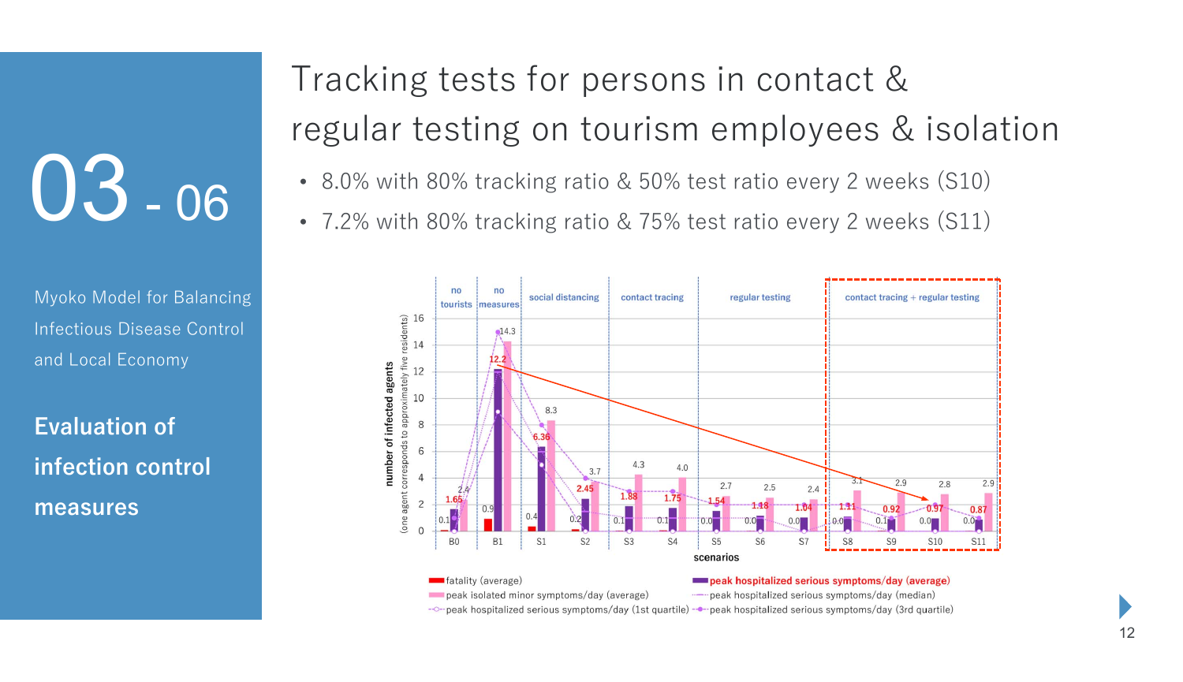03 - 06

Myoko Model for Balancing Infectious Disease Control and Local Economy

**Evaluation of infection control measures**

# Tracking tests for persons in contact & regular testing on tourism employees & isolation

- 8.0% with 80% tracking ratio & 50% test ratio every 2 weeks (S10)
- 7.2% with 80% tracking ratio & 75% test ratio every 2 weeks (S11)

| Scenario | Group | fatality (average) | peak hospitalized serious symptoms/day (average) | peak isolated minor symptoms/day (average) |
|---|---|---|---|---|
| B0 | no tourists | 0.1 | 1.65 | 2.4 |
| B1 | no measures | 0.9 | 12.2 | 14.3 |
| S1 | social distancing | 0.4 | 6.36 | 8.3 |
| S2 | social distancing | 0.2 | 2.45 | 3.7 |
| S3 | contact tracing | 0.1 | 1.88 | 4.3 |
| S4 | contact tracing | 0.1 | 1.75 | 4.0 |
| S5 | regular testing | 0.0 | 1.54 | 2.7 |
| S6 | regular testing | 0.0 | 1.18 | 2.5 |
| S7 | regular testing | 0.0 | 1.04 | 2.4 |
| S8 | contact tracing + regular testing | 0.0 | 1.11 | 3.1 |
| S9 | contact tracing + regular testing | 0.1 | 0.92 | 2.9 |
| S10 | contact tracing + regular testing | 0.0 | 0.97 | 2.8 |
| S11 | contact tracing + regular testing | 0.0 | 0.87 | 2.9 |

Y-axis: number of infected agents (one agent corresponds to approximately five residents)

X-axis: scenarios

Legend: fatality (average); peak isolated minor symptoms/day (average); peak hospitalized serious symptoms/day (1st quartile); peak hospitalized serious symptoms/day (average); peak hospitalized serious symptoms/day (median); peak hospitalized serious symptoms/day (3rd quartile)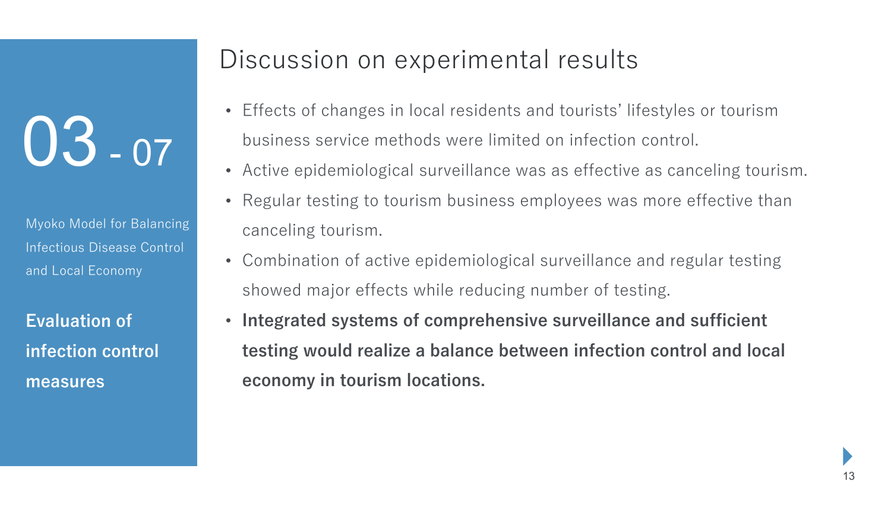03 - 07

Myoko Model for Balancing Infectious Disease Control and Local Economy

**Evaluation of infection control measures**

# Discussion on experimental results

- Effects of changes in local residents and tourists' lifestyles or tourism business service methods were limited on infection control.
- Active epidemiological surveillance was as effective as canceling tourism.
- Regular testing to tourism business employees was more effective than canceling tourism.
- Combination of active epidemiological surveillance and regular testing showed major effects while reducing number of testing.
- **Integrated systems of comprehensive surveillance and sufficient testing would realize a balance between infection control and local economy in tourism locations.**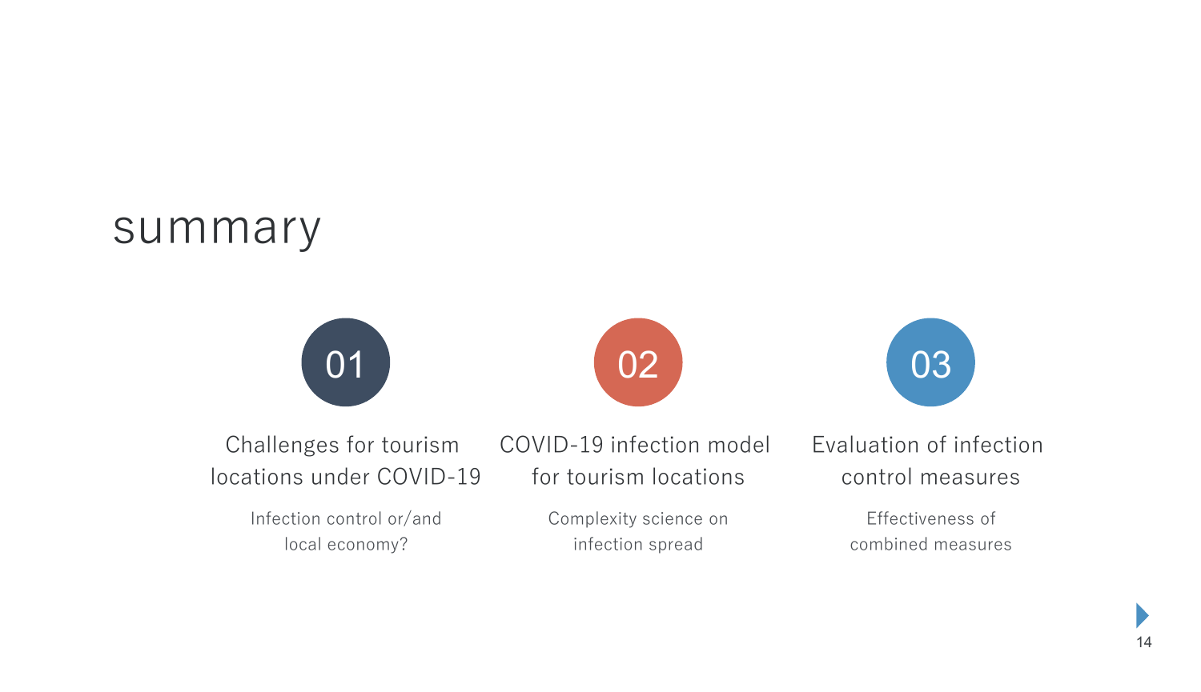# summary

## 01

### Challenges for tourism locations under COVID-19

Infection control or/and local economy?

## 02

### COVID-19 infection model for tourism locations

Complexity science on infection spread

## 03

### Evaluation of infection control measures

Effectiveness of combined measures